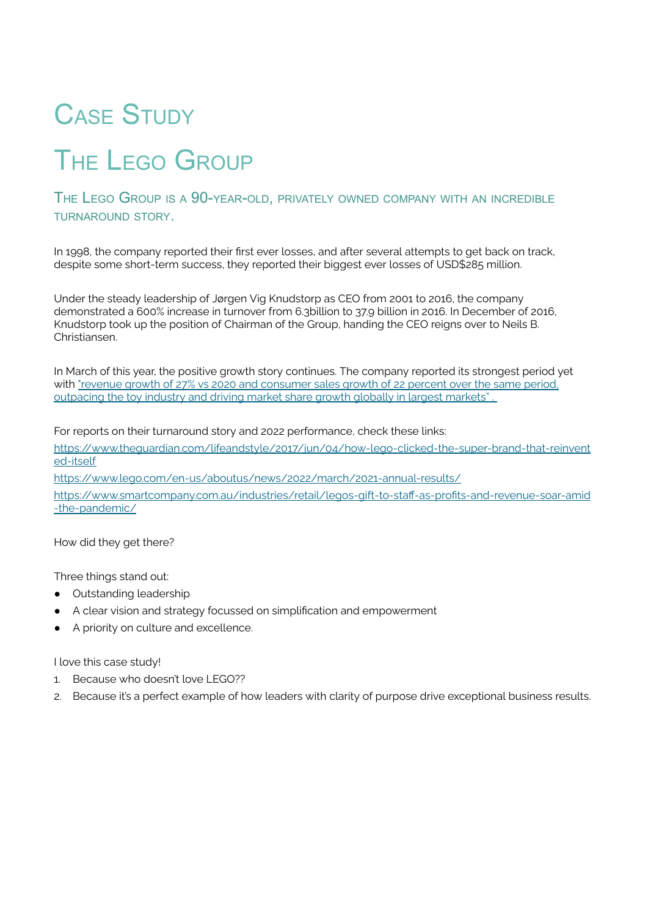# Case Study

# The Lego Group

### The Lego Group is a 90-year-old, privately owned company with an incredible turnaround story.

In 1998, the company reported their first ever losses, and after several attempts to get back on track, despite some short-term success, they reported their biggest ever losses of USD$285 million.

Under the steady leadership of Jørgen Vig Knudstorp as CEO from 2001 to 2016, the company demonstrated a 600% increase in turnover from 6.3billion to 37.9 billion in 2016. In December of 2016, Knudstorp took up the position of Chairman of the Group, handing the CEO reigns over to Neils B. Christiansen.

In March of this year, the positive growth story continues. The company reported its strongest period yet with "revenue growth of 27% vs 2020 and consumer sales growth of 22 percent over the same period, outpacing the toy industry and driving market share growth globally in largest markets" .

For reports on their turnaround story and 2022 performance, check these links:

https://www.theguardian.com/lifeandstyle/2017/jun/04/how-lego-clicked-the-super-brand-that-reinvented-itself

https://www.lego.com/en-us/aboutus/news/2022/march/2021-annual-results/

https://www.smartcompany.com.au/industries/retail/legos-gift-to-staff-as-profits-and-revenue-soar-amid-the-pandemic/

How did they get there?

Three things stand out:

- Outstanding leadership
- A clear vision and strategy focussed on simplification and empowerment
- A priority on culture and excellence.

I love this case study!

1. Because who doesn't love LEGO??
2. Because it's a perfect example of how leaders with clarity of purpose drive exceptional business results.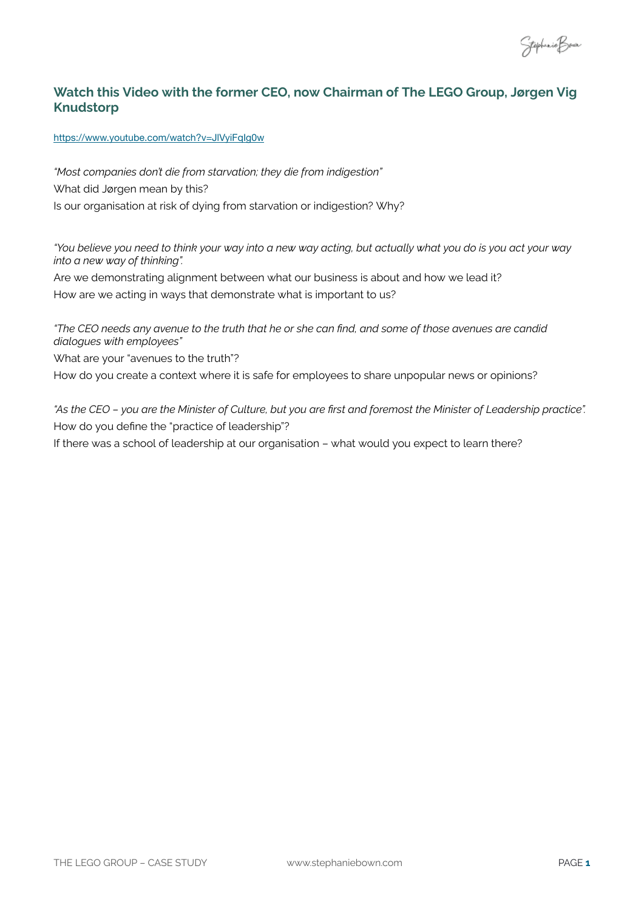## Watch this Video with the former CEO, now Chairman of The LEGO Group, Jørgen Vig Knudstorp

https://www.youtube.com/watch?v=JlVyiFqIg0w

*"Most companies don't die from starvation; they die from indigestion"*

What did Jørgen mean by this?

Is our organisation at risk of dying from starvation or indigestion? Why?

*"You believe you need to think your way into a new way acting, but actually what you do is you act your way into a new way of thinking".*

Are we demonstrating alignment between what our business is about and how we lead it?

How are we acting in ways that demonstrate what is important to us?

*"The CEO needs any avenue to the truth that he or she can find, and some of those avenues are candid dialogues with employees"*

What are your "avenues to the truth"?

How do you create a context where it is safe for employees to share unpopular news or opinions?

*"As the CEO – you are the Minister of Culture, but you are first and foremost the Minister of Leadership practice".*

How do you define the "practice of leadership"?

If there was a school of leadership at our organisation – what would you expect to learn there?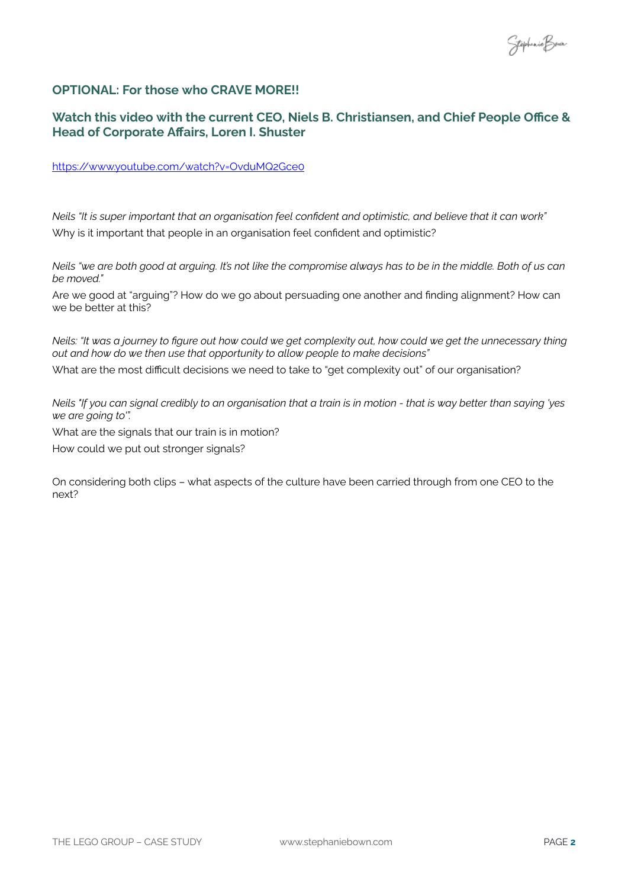## OPTIONAL: For those who CRAVE MORE!!

## Watch this video with the current CEO, Niels B. Christiansen, and Chief People Office & Head of Corporate Affairs, Loren I. Shuster

https://www.youtube.com/watch?v=OvduMQ2Gce0

*Neils "It is super important that an organisation feel confident and optimistic, and believe that it can work"*

Why is it important that people in an organisation feel confident and optimistic?

*Neils "we are both good at arguing. It's not like the compromise always has to be in the middle. Both of us can be moved."*

Are we good at "arguing"? How do we go about persuading one another and finding alignment? How can we be better at this?

*Neils: "It was a journey to figure out how could we get complexity out, how could we get the unnecessary thing out and how do we then use that opportunity to allow people to make decisions"*

What are the most difficult decisions we need to take to "get complexity out" of our organisation?

*Neils "If you can signal credibly to an organisation that a train is in motion - that is way better than saying 'yes we are going to'".*

What are the signals that our train is in motion?

How could we put out stronger signals?

On considering both clips – what aspects of the culture have been carried through from one CEO to the next?